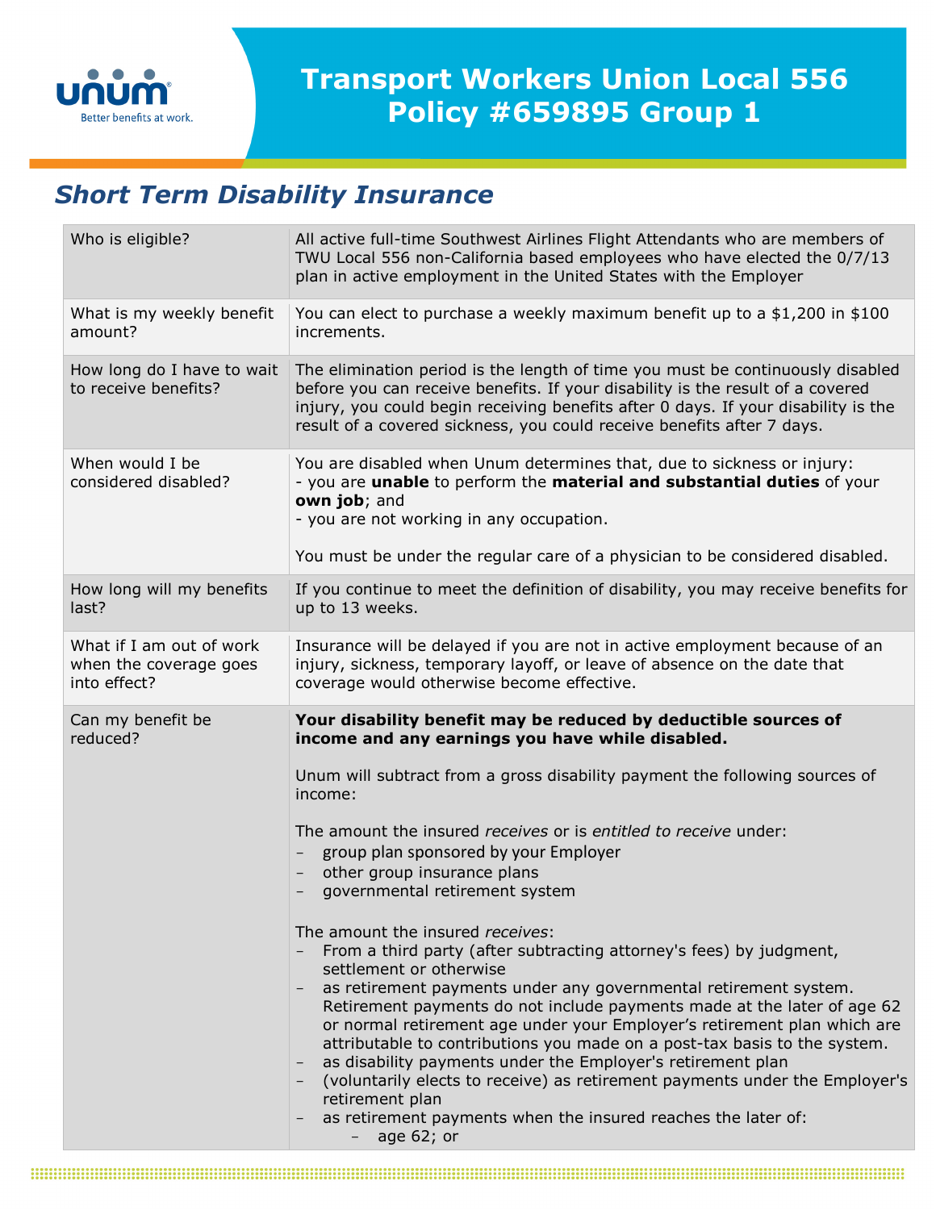# Transport Workers Union Local 556 Policy #659895 Group 1

## Short Term Disability Insurance

| | |
|---|---|
| Who is eligible? | All active full-time Southwest Airlines Flight Attendants who are members of TWU Local 556 non-California based employees who have elected the 0/7/13 plan in active employment in the United States with the Employer |
| What is my weekly benefit amount? | You can elect to purchase a weekly maximum benefit up to a $1,200 in $100 increments. |
| How long do I have to wait to receive benefits? | The elimination period is the length of time you must be continuously disabled before you can receive benefits. If your disability is the result of a covered injury, you could begin receiving benefits after 0 days. If your disability is the result of a covered sickness, you could receive benefits after 7 days. |
| When would I be considered disabled? | You are disabled when Unum determines that, due to sickness or injury:<br>- you are **unable** to perform the **material and substantial duties** of your **own job**; and<br>- you are not working in any occupation.<br><br>You must be under the regular care of a physician to be considered disabled. |
| How long will my benefits last? | If you continue to meet the definition of disability, you may receive benefits for up to 13 weeks. |
| What if I am out of work when the coverage goes into effect? | Insurance will be delayed if you are not in active employment because of an injury, sickness, temporary layoff, or leave of absence on the date that coverage would otherwise become effective. |
| Can my benefit be reduced? | **Your disability benefit may be reduced by deductible sources of income and any earnings you have while disabled.**<br><br>Unum will subtract from a gross disability payment the following sources of income:<br><br>The amount the insured *receives* or is *entitled to receive* under:<br>– group plan sponsored by your Employer<br>– other group insurance plans<br>– governmental retirement system<br><br>The amount the insured *receives*:<br>– From a third party (after subtracting attorney's fees) by judgment, settlement or otherwise<br>– as retirement payments under any governmental retirement system. Retirement payments do not include payments made at the later of age 62 or normal retirement age under your Employer's retirement plan which are attributable to contributions you made on a post-tax basis to the system.<br>– as disability payments under the Employer's retirement plan<br>– (voluntarily elects to receive) as retirement payments under the Employer's retirement plan<br>– as retirement payments when the insured reaches the later of:<br>&nbsp;&nbsp;&nbsp;&nbsp;– age 62; or |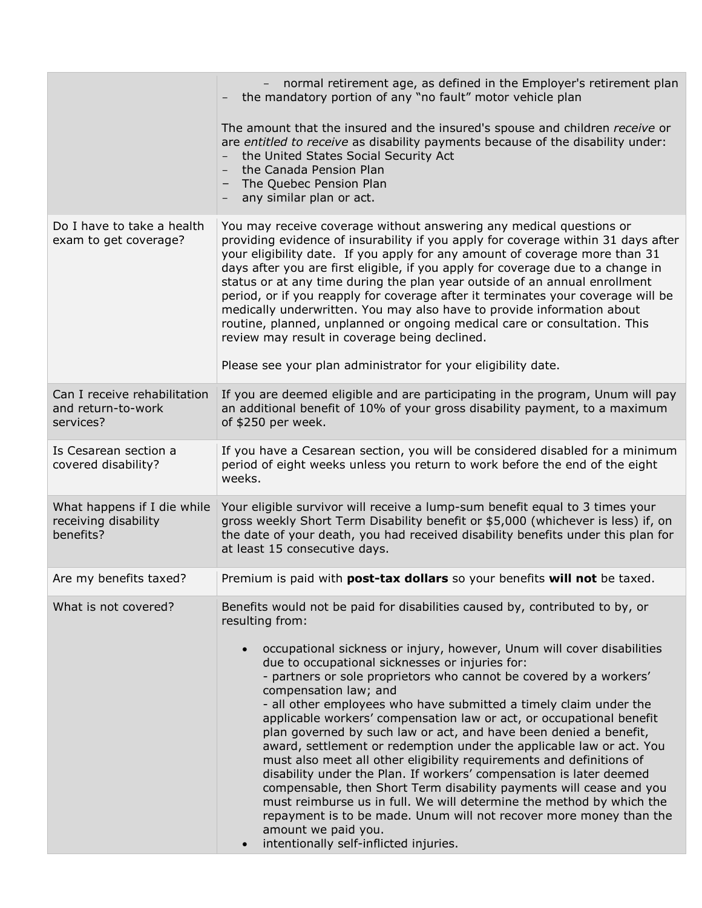| | |
|---|---|
| | – normal retirement age, as defined in the Employer's retirement plan<br>– the mandatory portion of any "no fault" motor vehicle plan<br><br>The amount that the insured and the insured's spouse and children *receive* or are *entitled to receive* as disability payments because of the disability under:<br>– the United States Social Security Act<br>– the Canada Pension Plan<br>– The Quebec Pension Plan<br>– any similar plan or act. |
| Do I have to take a health exam to get coverage? | You may receive coverage without answering any medical questions or providing evidence of insurability if you apply for coverage within 31 days after your eligibility date. If you apply for any amount of coverage more than 31 days after you are first eligible, if you apply for coverage due to a change in status or at any time during the plan year outside of an annual enrollment period, or if you reapply for coverage after it terminates your coverage will be medically underwritten. You may also have to provide information about routine, planned, unplanned or ongoing medical care or consultation. This review may result in coverage being declined.<br><br>Please see your plan administrator for your eligibility date. |
| Can I receive rehabilitation and return-to-work services? | If you are deemed eligible and are participating in the program, Unum will pay an additional benefit of 10% of your gross disability payment, to a maximum of $250 per week. |
| Is Cesarean section a covered disability? | If you have a Cesarean section, you will be considered disabled for a minimum period of eight weeks unless you return to work before the end of the eight weeks. |
| What happens if I die while receiving disability benefits? | Your eligible survivor will receive a lump-sum benefit equal to 3 times your gross weekly Short Term Disability benefit or $5,000 (whichever is less) if, on the date of your death, you had received disability benefits under this plan for at least 15 consecutive days. |
| Are my benefits taxed? | Premium is paid with **post-tax dollars** so your benefits **will not** be taxed. |
| What is not covered? | Benefits would not be paid for disabilities caused by, contributed to by, or resulting from:<br><br>• occupational sickness or injury, however, Unum will cover disabilities due to occupational sicknesses or injuries for:<br>- partners or sole proprietors who cannot be covered by a workers' compensation law; and<br>- all other employees who have submitted a timely claim under the applicable workers' compensation law or act, or occupational benefit plan governed by such law or act, and have been denied a benefit, award, settlement or redemption under the applicable law or act. You must also meet all other eligibility requirements and definitions of disability under the Plan. If workers' compensation is later deemed compensable, then Short Term disability payments will cease and you must reimburse us in full. We will determine the method by which the repayment is to be made. Unum will not recover more money than the amount we paid you.<br>• intentionally self-inflicted injuries. |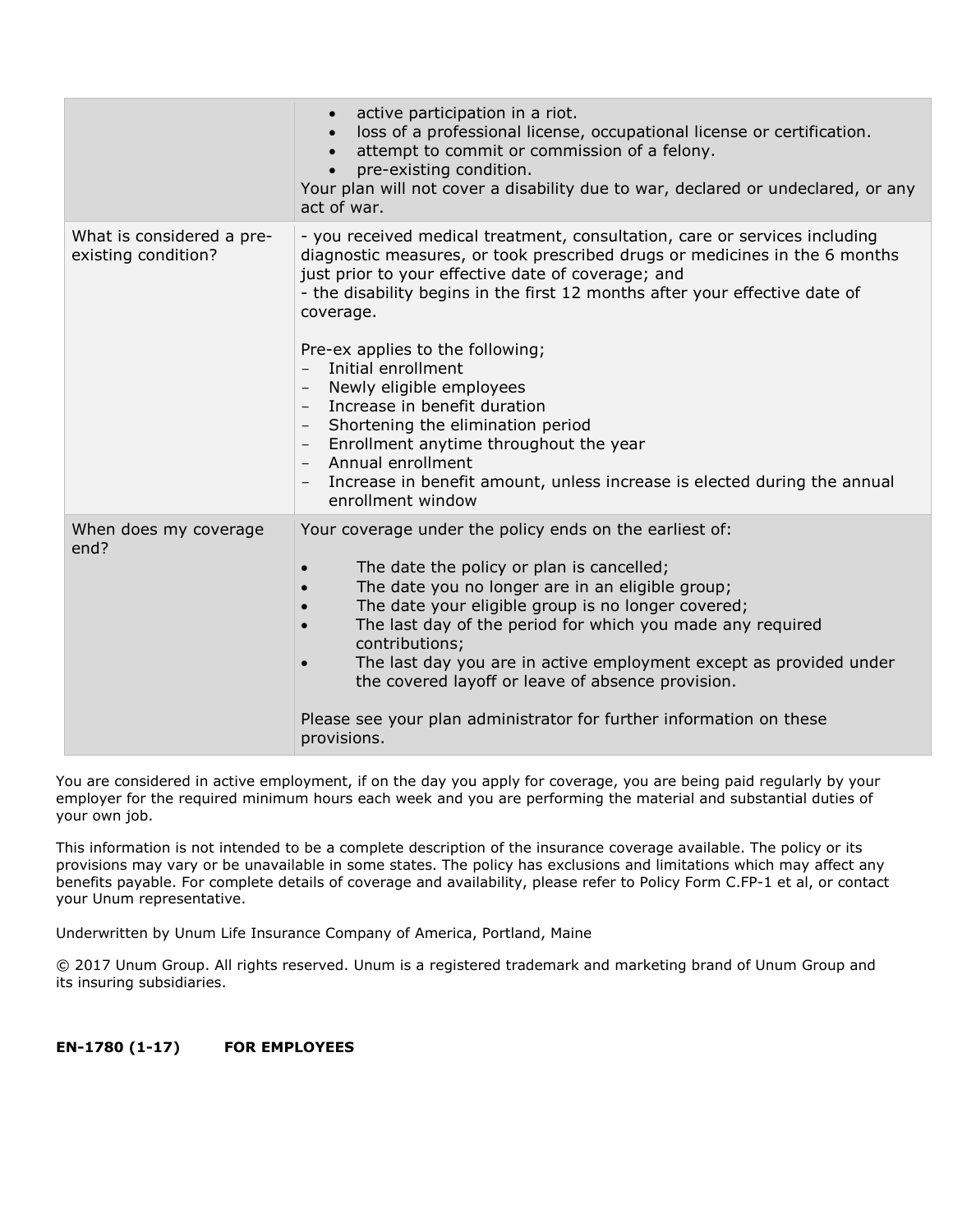| | |
|---|---|
| | • active participation in a riot.<br>• loss of a professional license, occupational license or certification.<br>• attempt to commit or commission of a felony.<br>• pre-existing condition.<br>Your plan will not cover a disability due to war, declared or undeclared, or any act of war. |
| What is considered a pre-existing condition? | - you received medical treatment, consultation, care or services including diagnostic measures, or took prescribed drugs or medicines in the 6 months just prior to your effective date of coverage; and<br>- the disability begins in the first 12 months after your effective date of coverage.<br><br>Pre-ex applies to the following;<br>– Initial enrollment<br>– Newly eligible employees<br>– Increase in benefit duration<br>– Shortening the elimination period<br>– Enrollment anytime throughout the year<br>– Annual enrollment<br>– Increase in benefit amount, unless increase is elected during the annual enrollment window |
| When does my coverage end? | Your coverage under the policy ends on the earliest of:<br><br>• The date the policy or plan is cancelled;<br>• The date you no longer are in an eligible group;<br>• The date your eligible group is no longer covered;<br>• The last day of the period for which you made any required contributions;<br>• The last day you are in active employment except as provided under the covered layoff or leave of absence provision.<br><br>Please see your plan administrator for further information on these provisions. |

You are considered in active employment, if on the day you apply for coverage, you are being paid regularly by your employer for the required minimum hours each week and you are performing the material and substantial duties of your own job.

This information is not intended to be a complete description of the insurance coverage available. The policy or its provisions may vary or be unavailable in some states. The policy has exclusions and limitations which may affect any benefits payable. For complete details of coverage and availability, please refer to Policy Form C.FP-1 et al, or contact your Unum representative.

Underwritten by Unum Life Insurance Company of America, Portland, Maine

© 2017 Unum Group. All rights reserved. Unum is a registered trademark and marketing brand of Unum Group and its insuring subsidiaries.

**EN-1780 (1-17) FOR EMPLOYEES**